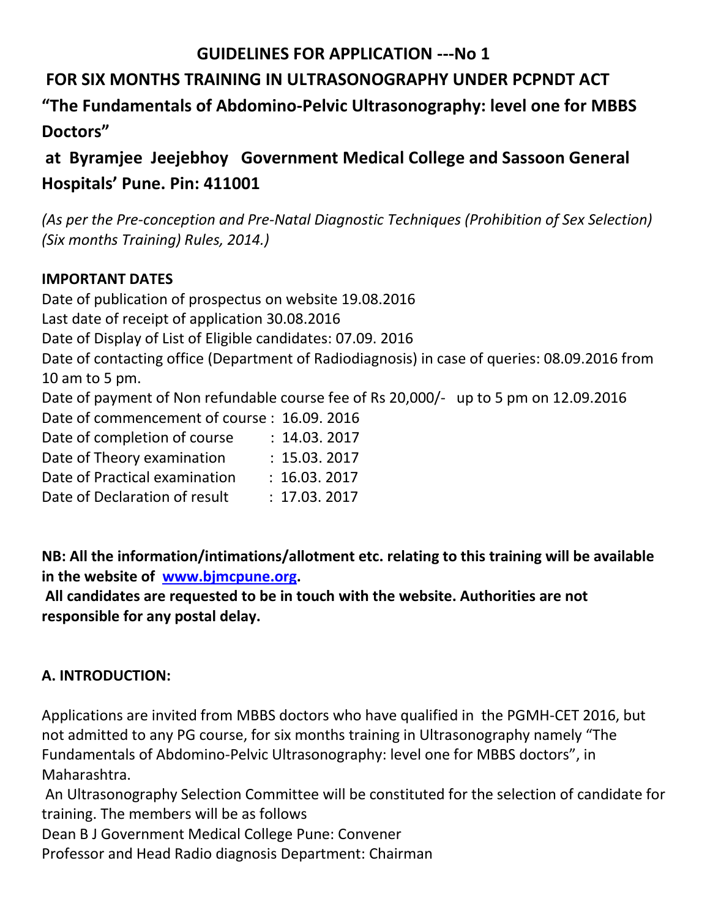## GUIDELINES FOR APPLICATION ---No 1

## FOR SIX MONTHS TRAINING IN ULTRASONOGRAPHY UNDER PCPNDT ACT

## "The Fundamentals of Abdomino-Pelvic Ultrasonography: level one for MBBS Doctors"

## at Byramjee Jeejebhoy Government Medical College and Sassoon General Hospitals' Pune. Pin: 411001

*(As per the Pre-conception and Pre-Natal Diagnostic Techniques (Prohibition of Sex Selection) (Six months Training) Rules, 2014.)*

**IMPORTANT DATES**

Date of publication of prospectus on website 19.08.2016
Last date of receipt of application 30.08.2016
Date of Display of List of Eligible candidates: 07.09. 2016
Date of contacting office (Department of Radiodiagnosis) in case of queries: 08.09.2016 from 10 am to 5 pm.
Date of payment of Non refundable course fee of Rs 20,000/- up to 5 pm on 12.09.2016
Date of commencement of course : 16.09. 2016
Date of completion of course : 14.03. 2017
Date of Theory examination : 15.03. 2017
Date of Practical examination : 16.03. 2017
Date of Declaration of result : 17.03. 2017

**NB: All the information/intimations/allotment etc. relating to this training will be available in the website of [www.bjmcpune.org](www.bjmcpune.org).**
**All candidates are requested to be in touch with the website. Authorities are not responsible for any postal delay.**

### A. INTRODUCTION:

Applications are invited from MBBS doctors who have qualified in the PGMH-CET 2016, but not admitted to any PG course, for six months training in Ultrasonography namely "The Fundamentals of Abdomino-Pelvic Ultrasonography: level one for MBBS doctors", in Maharashtra.

An Ultrasonography Selection Committee will be constituted for the selection of candidate for training. The members will be as follows

Dean B J Government Medical College Pune: Convener
Professor and Head Radio diagnosis Department: Chairman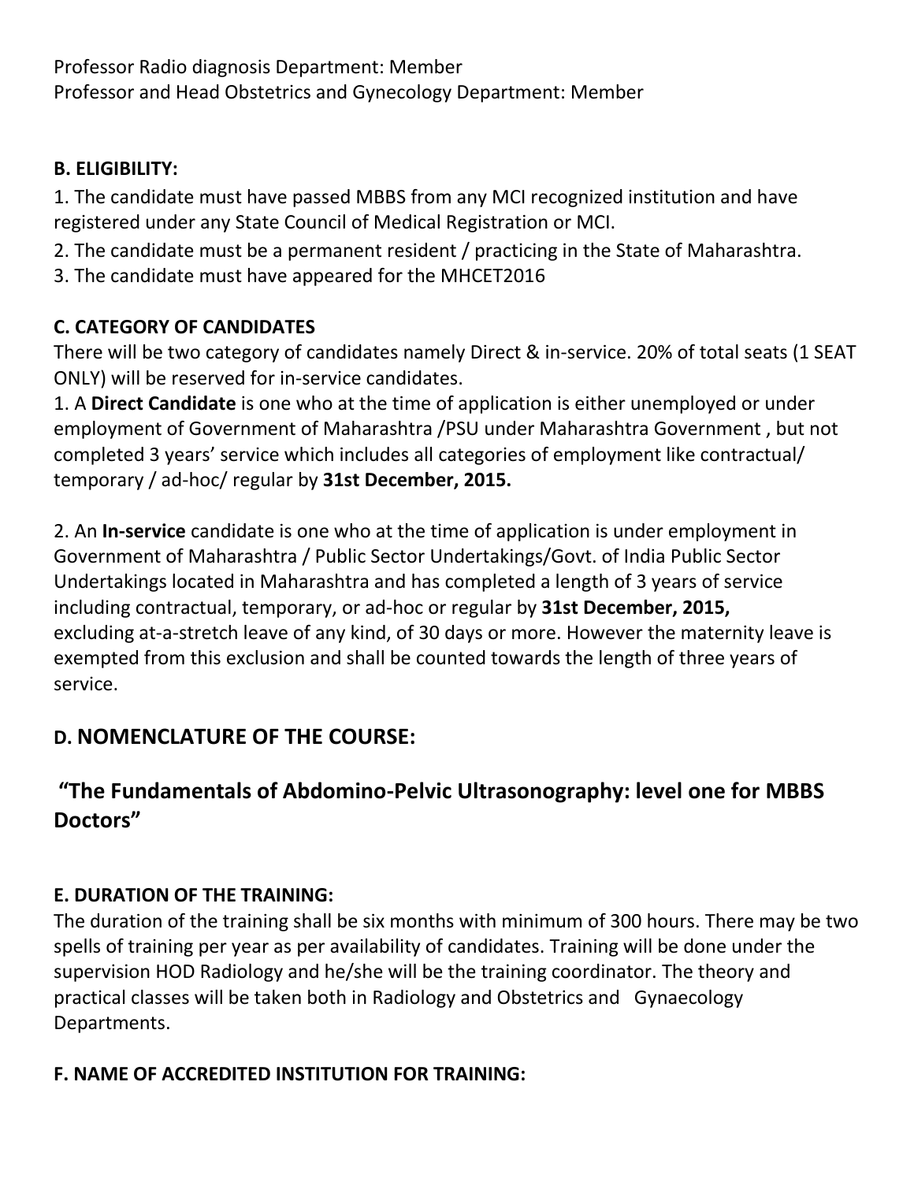Professor Radio diagnosis Department: Member
Professor and Head Obstetrics and Gynecology Department: Member

**B. ELIGIBILITY:**

1. The candidate must have passed MBBS from any MCI recognized institution and have registered under any State Council of Medical Registration or MCI.
2. The candidate must be a permanent resident / practicing in the State of Maharashtra.
3. The candidate must have appeared for the MHCET2016

**C. CATEGORY OF CANDIDATES**

There will be two category of candidates namely Direct & in-service. 20% of total seats (1 SEAT ONLY) will be reserved for in-service candidates.

1. A **Direct Candidate** is one who at the time of application is either unemployed or under employment of Government of Maharashtra /PSU under Maharashtra Government , but not completed 3 years' service which includes all categories of employment like contractual/ temporary / ad-hoc/ regular by **31st December, 2015.**

2. An **In-service** candidate is one who at the time of application is under employment in Government of Maharashtra / Public Sector Undertakings/Govt. of India Public Sector Undertakings located in Maharashtra and has completed a length of 3 years of service including contractual, temporary, or ad-hoc or regular by **31st December, 2015,** excluding at-a-stretch leave of any kind, of 30 days or more. However the maternity leave is exempted from this exclusion and shall be counted towards the length of three years of service.

## D. NOMENCLATURE OF THE COURSE:

## "The Fundamentals of Abdomino-Pelvic Ultrasonography: level one for MBBS Doctors"

**E. DURATION OF THE TRAINING:**

The duration of the training shall be six months with minimum of 300 hours. There may be two spells of training per year as per availability of candidates. Training will be done under the supervision HOD Radiology and he/she will be the training coordinator. The theory and practical classes will be taken both in Radiology and Obstetrics and Gynaecology Departments.

**F. NAME OF ACCREDITED INSTITUTION FOR TRAINING:**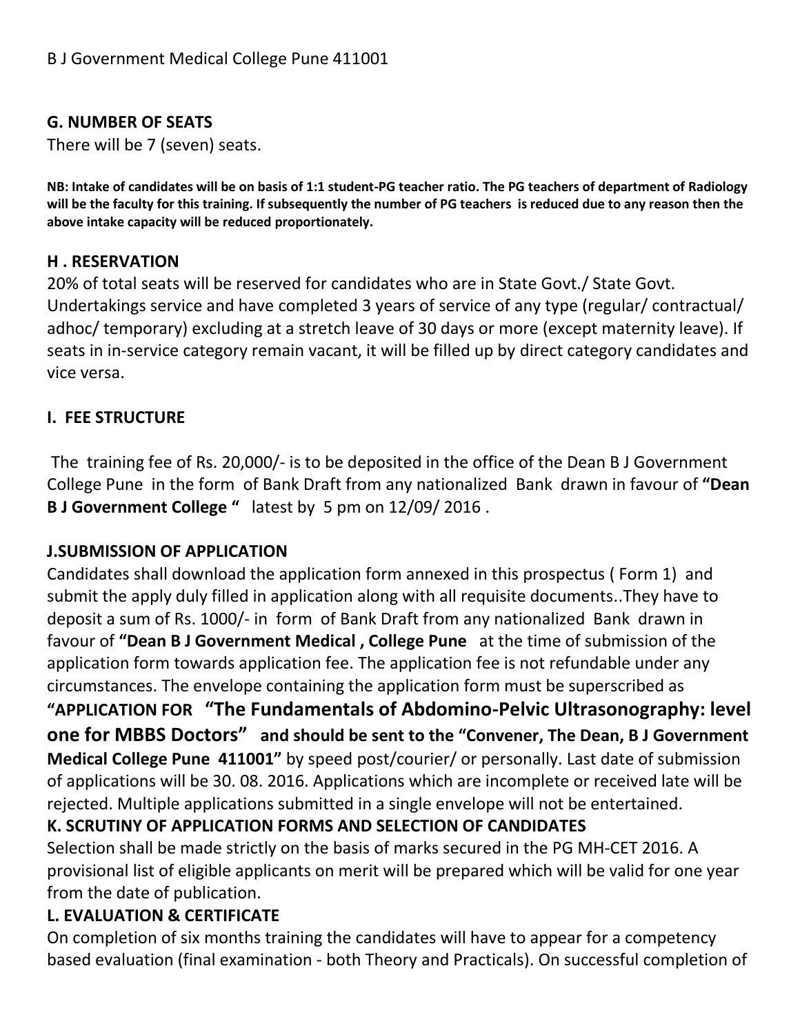B J Government Medical College Pune 411001

## G. NUMBER OF SEATS

There will be 7 (seven) seats.

**NB: Intake of candidates will be on basis of 1:1 student-PG teacher ratio. The PG teachers of department of Radiology will be the faculty for this training. If subsequently the number of PG teachers is reduced due to any reason then the above intake capacity will be reduced proportionately.**

## H . RESERVATION

20% of total seats will be reserved for candidates who are in State Govt./ State Govt. Undertakings service and have completed 3 years of service of any type (regular/ contractual/ adhoc/ temporary) excluding at a stretch leave of 30 days or more (except maternity leave). If seats in in-service category remain vacant, it will be filled up by direct category candidates and vice versa.

## I. FEE STRUCTURE

The training fee of Rs. 20,000/- is to be deposited in the office of the Dean B J Government College Pune in the form of Bank Draft from any nationalized Bank drawn in favour of **"Dean B J Government College "** latest by 5 pm on 12/09/ 2016 .

## J.SUBMISSION OF APPLICATION

Candidates shall download the application form annexed in this prospectus ( Form 1) and submit the apply duly filled in application along with all requisite documents..They have to deposit a sum of Rs. 1000/- in form of Bank Draft from any nationalized Bank drawn in favour of **"Dean B J Government Medical , College Pune** at the time of submission of the application form towards application fee. The application fee is not refundable under any circumstances. The envelope containing the application form must be superscribed as **"APPLICATION FOR "The Fundamentals of Abdomino-Pelvic Ultrasonography: level one for MBBS Doctors" and should be sent to the "Convener, The Dean, B J Government Medical College Pune 411001"** by speed post/courier/ or personally. Last date of submission of applications will be 30. 08. 2016. Applications which are incomplete or received late will be rejected. Multiple applications submitted in a single envelope will not be entertained.

## K. SCRUTINY OF APPLICATION FORMS AND SELECTION OF CANDIDATES

Selection shall be made strictly on the basis of marks secured in the PG MH-CET 2016. A provisional list of eligible applicants on merit will be prepared which will be valid for one year from the date of publication.

## L. EVALUATION & CERTIFICATE

On completion of six months training the candidates will have to appear for a competency based evaluation (final examination - both Theory and Practicals). On successful completion of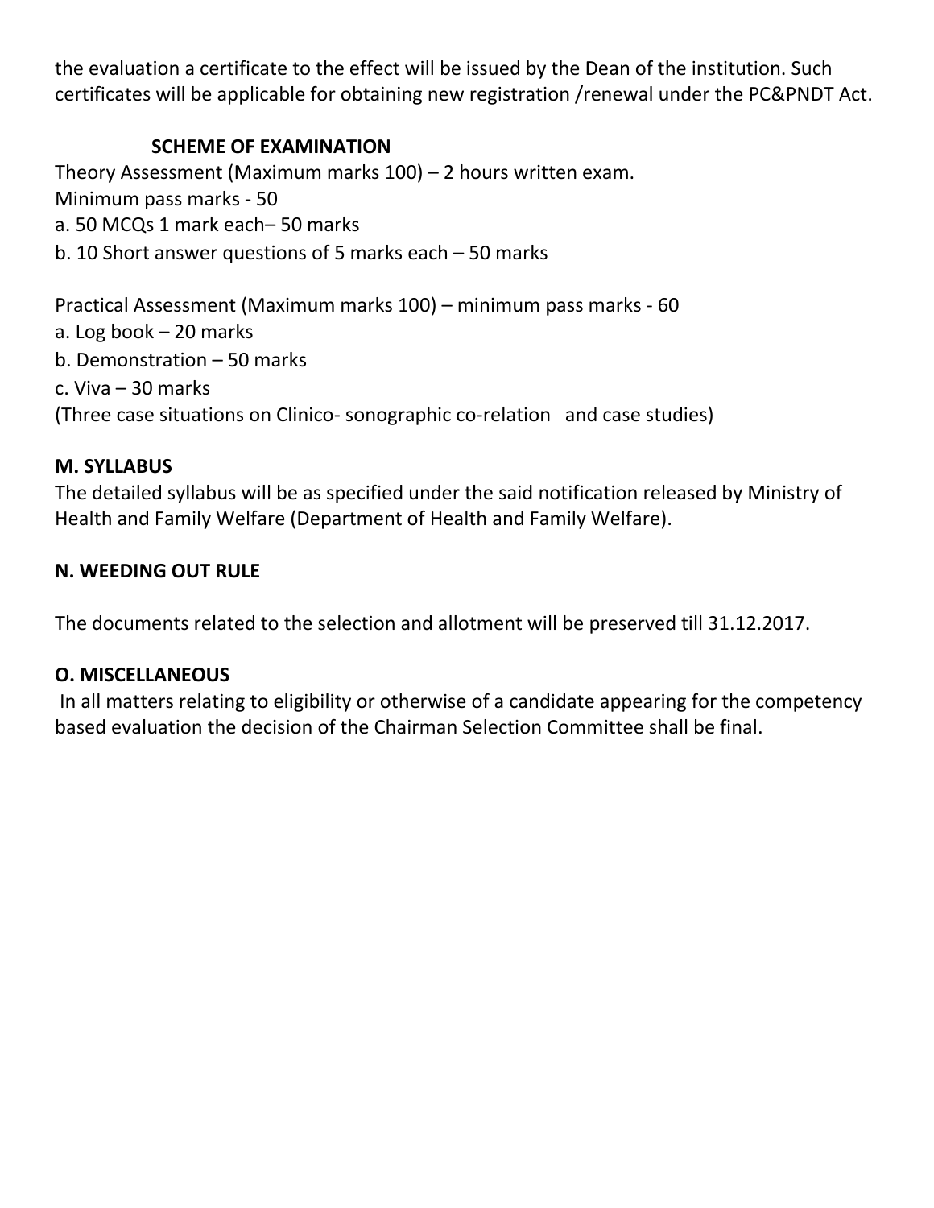the evaluation a certificate to the effect will be issued by the Dean of the institution. Such certificates will be applicable for obtaining new registration /renewal under the PC&PNDT Act.

**SCHEME OF EXAMINATION**

Theory Assessment (Maximum marks 100) – 2 hours written exam.
Minimum pass marks - 50
a. 50 MCQs 1 mark each– 50 marks
b. 10 Short answer questions of 5 marks each – 50 marks

Practical Assessment (Maximum marks 100) – minimum pass marks - 60
a. Log book – 20 marks
b. Demonstration – 50 marks
c. Viva – 30 marks
(Three case situations on Clinico- sonographic co-relation and case studies)

## M. SYLLABUS

The detailed syllabus will be as specified under the said notification released by Ministry of Health and Family Welfare (Department of Health and Family Welfare).

## N. WEEDING OUT RULE

The documents related to the selection and allotment will be preserved till 31.12.2017.

## O. MISCELLANEOUS

In all matters relating to eligibility or otherwise of a candidate appearing for the competency based evaluation the decision of the Chairman Selection Committee shall be final.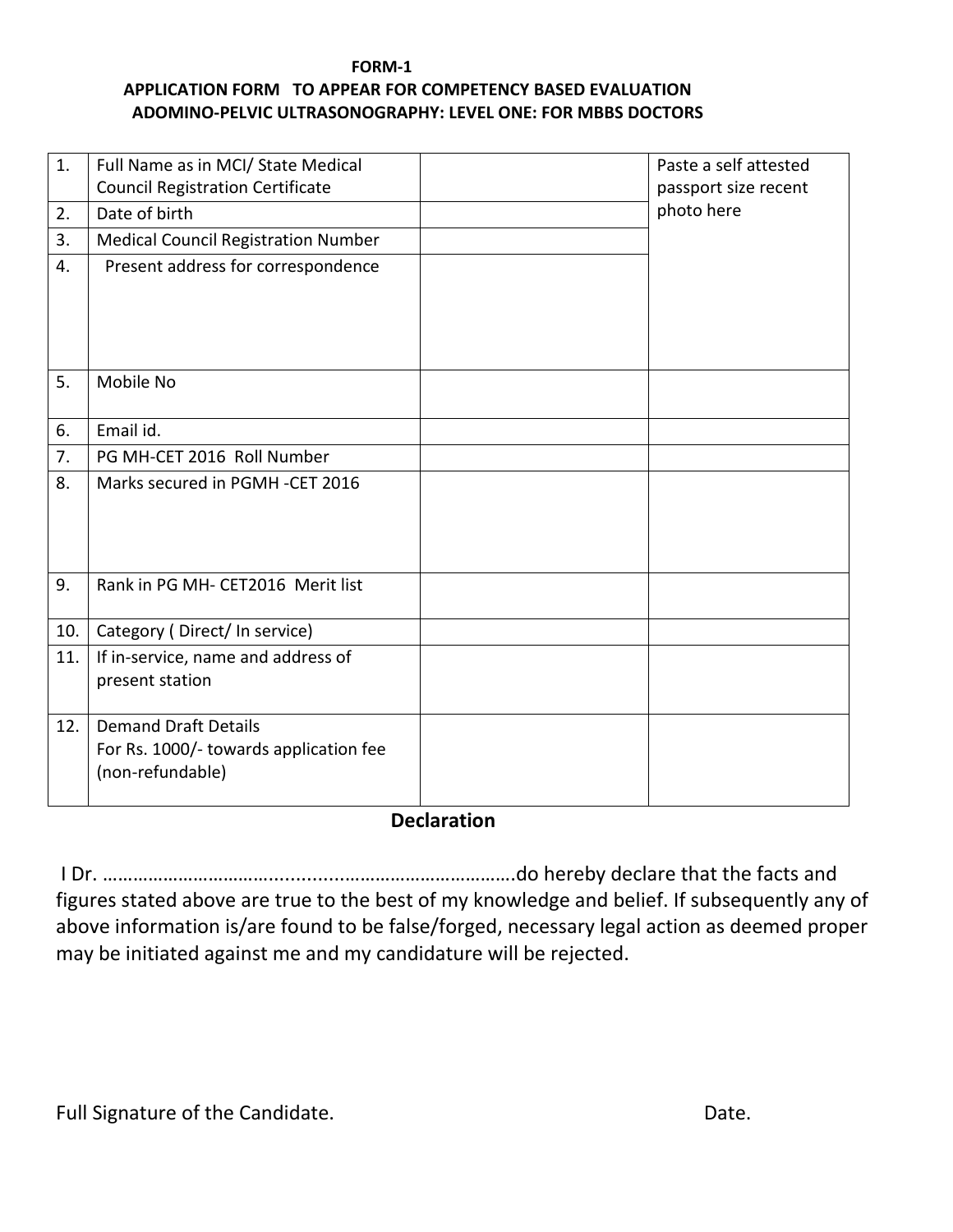**FORM-1**

**APPLICATION FORM TO APPEAR FOR COMPETENCY BASED EVALUATION ADOMINO-PELVIC ULTRASONOGRAPHY: LEVEL ONE: FOR MBBS DOCTORS**

| | | | |
|---|---|---|---|
| 1. | Full Name as in MCI/ State Medical Council Registration Certificate | | Paste a self attested passport size recent photo here |
| 2. | Date of birth | | |
| 3. | Medical Council Registration Number | | |
| 4. | Present address for correspondence | | |
| 5. | Mobile No | | |
| 6. | Email id. | | |
| 7. | PG MH-CET 2016 Roll Number | | |
| 8. | Marks secured in PGMH -CET 2016 | | |
| 9. | Rank in PG MH- CET2016 Merit list | | |
| 10. | Category ( Direct/ In service) | | |
| 11. | If in-service, name and address of present station | | |
| 12. | Demand Draft Details For Rs. 1000/- towards application fee (non-refundable) | | |

## Declaration

I Dr. ……………………………..........................................do hereby declare that the facts and figures stated above are true to the best of my knowledge and belief. If subsequently any of above information is/are found to be false/forged, necessary legal action as deemed proper may be initiated against me and my candidature will be rejected.

Full Signature of the Candidate. Date.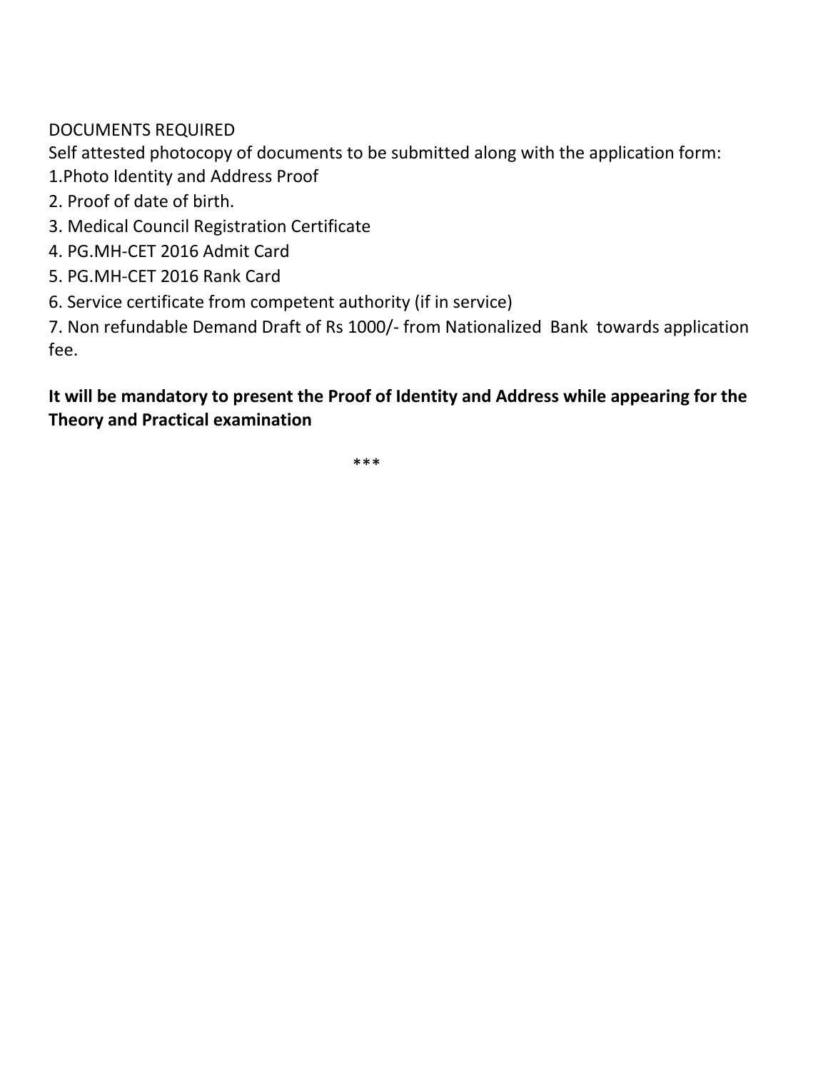DOCUMENTS REQUIRED

Self attested photocopy of documents to be submitted along with the application form:

1. Photo Identity and Address Proof
2. Proof of date of birth.
3. Medical Council Registration Certificate
4. PG.MH-CET 2016 Admit Card
5. PG.MH-CET 2016 Rank Card
6. Service certificate from competent authority (if in service)
7. Non refundable Demand Draft of Rs 1000/- from Nationalized Bank towards application fee.

**It will be mandatory to present the Proof of Identity and Address while appearing for the Theory and Practical examination**

***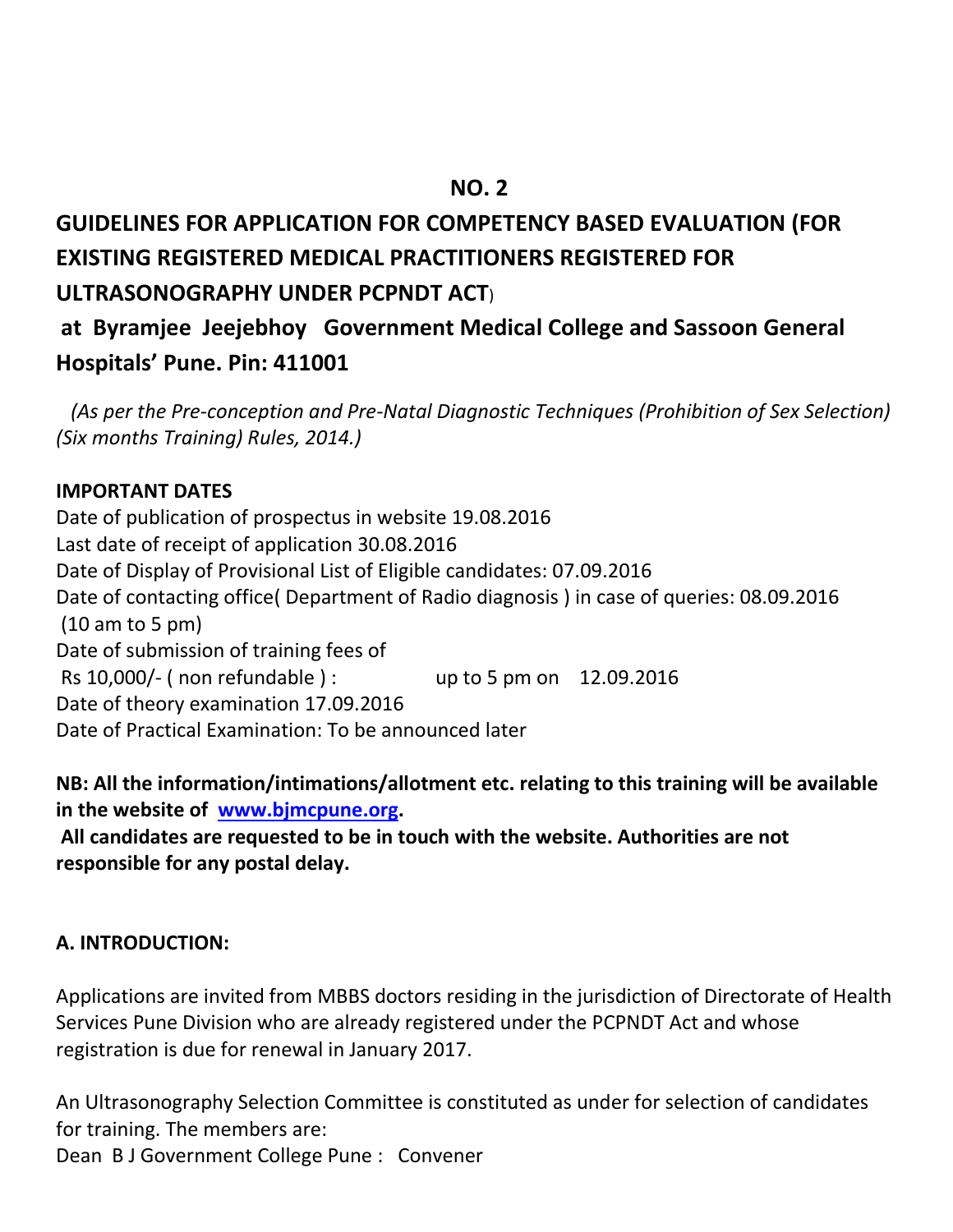**NO. 2**

# GUIDELINES FOR APPLICATION FOR COMPETENCY BASED EVALUATION (FOR EXISTING REGISTERED MEDICAL PRACTITIONERS REGISTERED FOR ULTRASONOGRAPHY UNDER PCPNDT ACT)

# at Byramjee Jeejebhoy Government Medical College and Sassoon General Hospitals' Pune. Pin: 411001

*(As per the Pre-conception and Pre-Natal Diagnostic Techniques (Prohibition of Sex Selection) (Six months Training) Rules, 2014.)*

**IMPORTANT DATES**

Date of publication of prospectus in website 19.08.2016
Last date of receipt of application 30.08.2016
Date of Display of Provisional List of Eligible candidates: 07.09.2016
Date of contacting office( Department of Radio diagnosis ) in case of queries: 08.09.2016 (10 am to 5 pm)
Date of submission of training fees of Rs 10,000/- ( non refundable ) : up to 5 pm on 12.09.2016
Date of theory examination 17.09.2016
Date of Practical Examination: To be announced later

**NB: All the information/intimations/allotment etc. relating to this training will be available in the website of [www.bjmcpune.org](www.bjmcpune.org).**
**All candidates are requested to be in touch with the website. Authorities are not responsible for any postal delay.**

## A. INTRODUCTION:

Applications are invited from MBBS doctors residing in the jurisdiction of Directorate of Health Services Pune Division who are already registered under the PCPNDT Act and whose registration is due for renewal in January 2017.

An Ultrasonography Selection Committee is constituted as under for selection of candidates for training. The members are:
Dean B J Government College Pune : Convener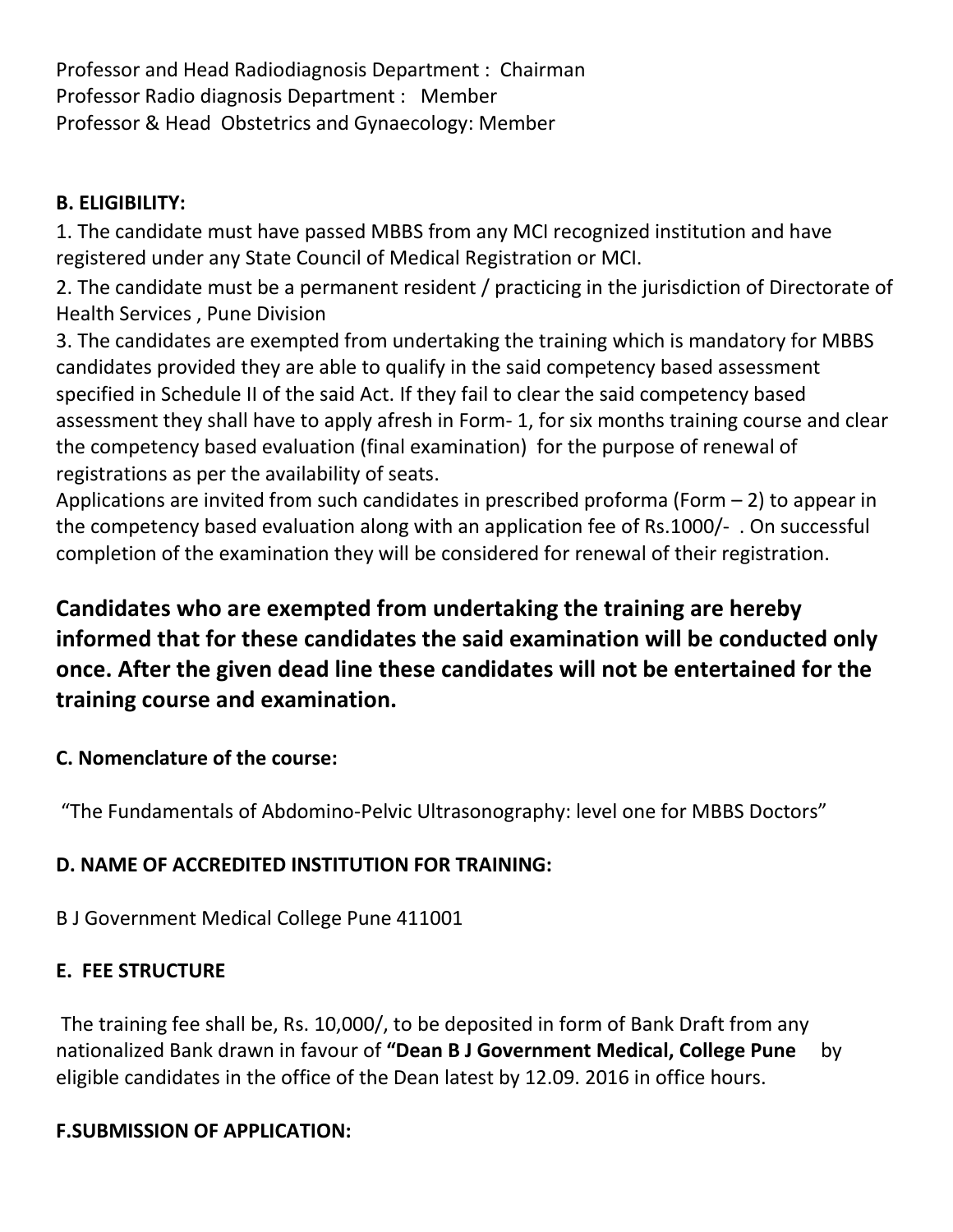Professor and Head Radiodiagnosis Department : Chairman
Professor Radio diagnosis Department : Member
Professor & Head Obstetrics and Gynaecology: Member

**B. ELIGIBILITY:**

1. The candidate must have passed MBBS from any MCI recognized institution and have registered under any State Council of Medical Registration or MCI.
2. The candidate must be a permanent resident / practicing in the jurisdiction of Directorate of Health Services , Pune Division
3. The candidates are exempted from undertaking the training which is mandatory for MBBS candidates provided they are able to qualify in the said competency based assessment specified in Schedule II of the said Act. If they fail to clear the said competency based assessment they shall have to apply afresh in Form- 1, for six months training course and clear the competency based evaluation (final examination) for the purpose of renewal of registrations as per the availability of seats.

Applications are invited from such candidates in prescribed proforma (Form – 2) to appear in the competency based evaluation along with an application fee of Rs.1000/- . On successful completion of the examination they will be considered for renewal of their registration.

**Candidates who are exempted from undertaking the training are hereby informed that for these candidates the said examination will be conducted only once. After the given dead line these candidates will not be entertained for the training course and examination.**

**C. Nomenclature of the course:**

"The Fundamentals of Abdomino-Pelvic Ultrasonography: level one for MBBS Doctors"

**D. NAME OF ACCREDITED INSTITUTION FOR TRAINING:**

B J Government Medical College Pune 411001

**E. FEE STRUCTURE**

The training fee shall be, Rs. 10,000/, to be deposited in form of Bank Draft from any nationalized Bank drawn in favour of **"Dean B J Government Medical, College Pune** by eligible candidates in the office of the Dean latest by 12.09. 2016 in office hours.

**F.SUBMISSION OF APPLICATION:**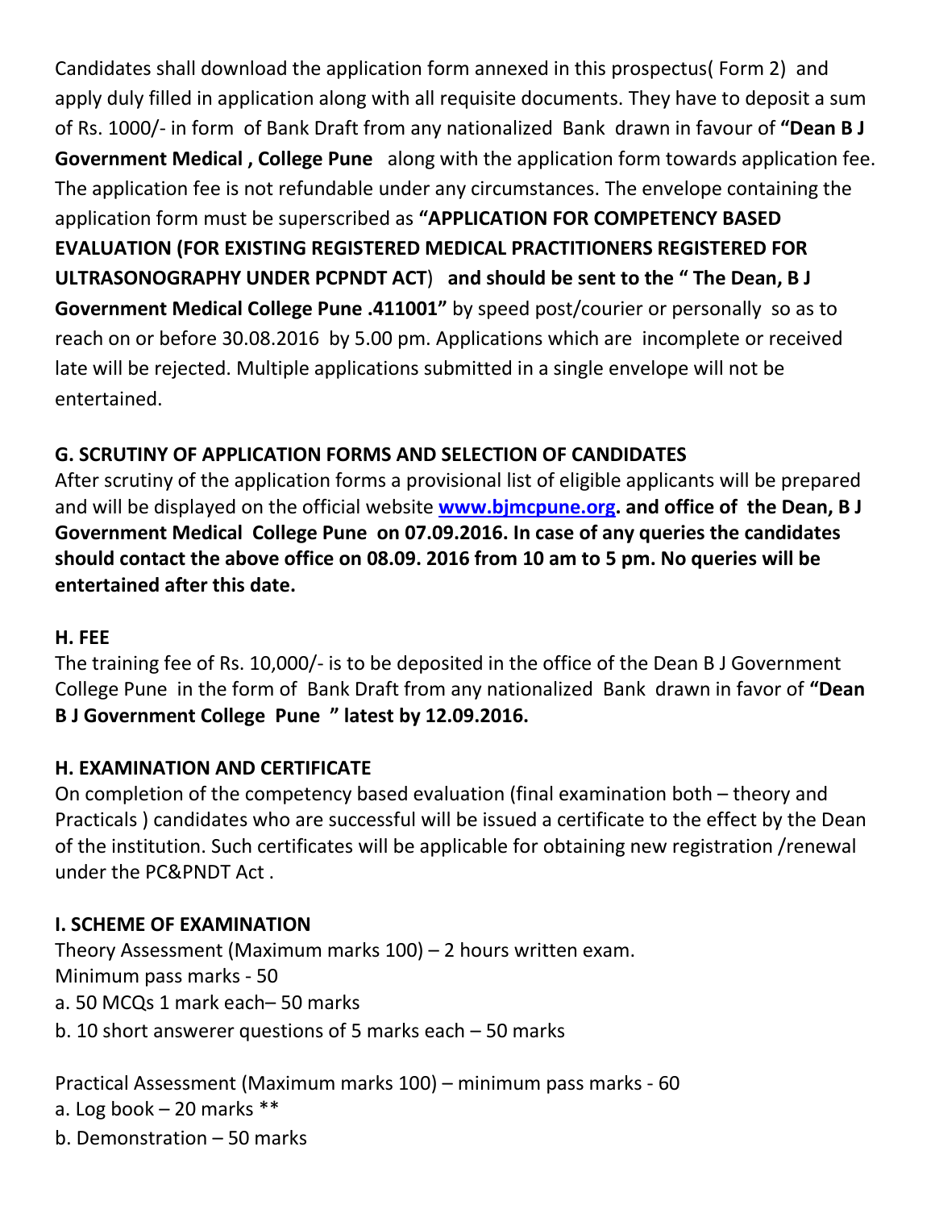Candidates shall download the application form annexed in this prospectus( Form 2) and apply duly filled in application along with all requisite documents. They have to deposit a sum of Rs. 1000/- in form of Bank Draft from any nationalized Bank drawn in favour of **"Dean B J Government Medical , College Pune** along with the application form towards application fee. The application fee is not refundable under any circumstances. The envelope containing the application form must be superscribed as **"APPLICATION FOR COMPETENCY BASED EVALUATION (FOR EXISTING REGISTERED MEDICAL PRACTITIONERS REGISTERED FOR ULTRASONOGRAPHY UNDER PCPNDT ACT**) **and should be sent to the " The Dean, B J Government Medical College Pune .411001"** by speed post/courier or personally so as to reach on or before 30.08.2016 by 5.00 pm. Applications which are incomplete or received late will be rejected. Multiple applications submitted in a single envelope will not be entertained.

## G. SCRUTINY OF APPLICATION FORMS AND SELECTION OF CANDIDATES

After scrutiny of the application forms a provisional list of eligible applicants will be prepared and will be displayed on the official website [www.bjmcpune.org](http://www.bjmcpune.org)**. and office of the Dean, B J Government Medical College Pune on 07.09.2016. In case of any queries the candidates should contact the above office on 08.09. 2016 from 10 am to 5 pm. No queries will be entertained after this date.**

## H. FEE

The training fee of Rs. 10,000/- is to be deposited in the office of the Dean B J Government College Pune in the form of Bank Draft from any nationalized Bank drawn in favor of **"Dean B J Government College Pune " latest by 12.09.2016.**

## H. EXAMINATION AND CERTIFICATE

On completion of the competency based evaluation (final examination both – theory and Practicals ) candidates who are successful will be issued a certificate to the effect by the Dean of the institution. Such certificates will be applicable for obtaining new registration /renewal under the PC&PNDT Act .

## I. SCHEME OF EXAMINATION

Theory Assessment (Maximum marks 100) – 2 hours written exam.
Minimum pass marks - 50

a. 50 MCQs 1 mark each– 50 marks
b. 10 short answerer questions of 5 marks each – 50 marks

Practical Assessment (Maximum marks 100) – minimum pass marks - 60

a. Log book – 20 marks **
b. Demonstration – 50 marks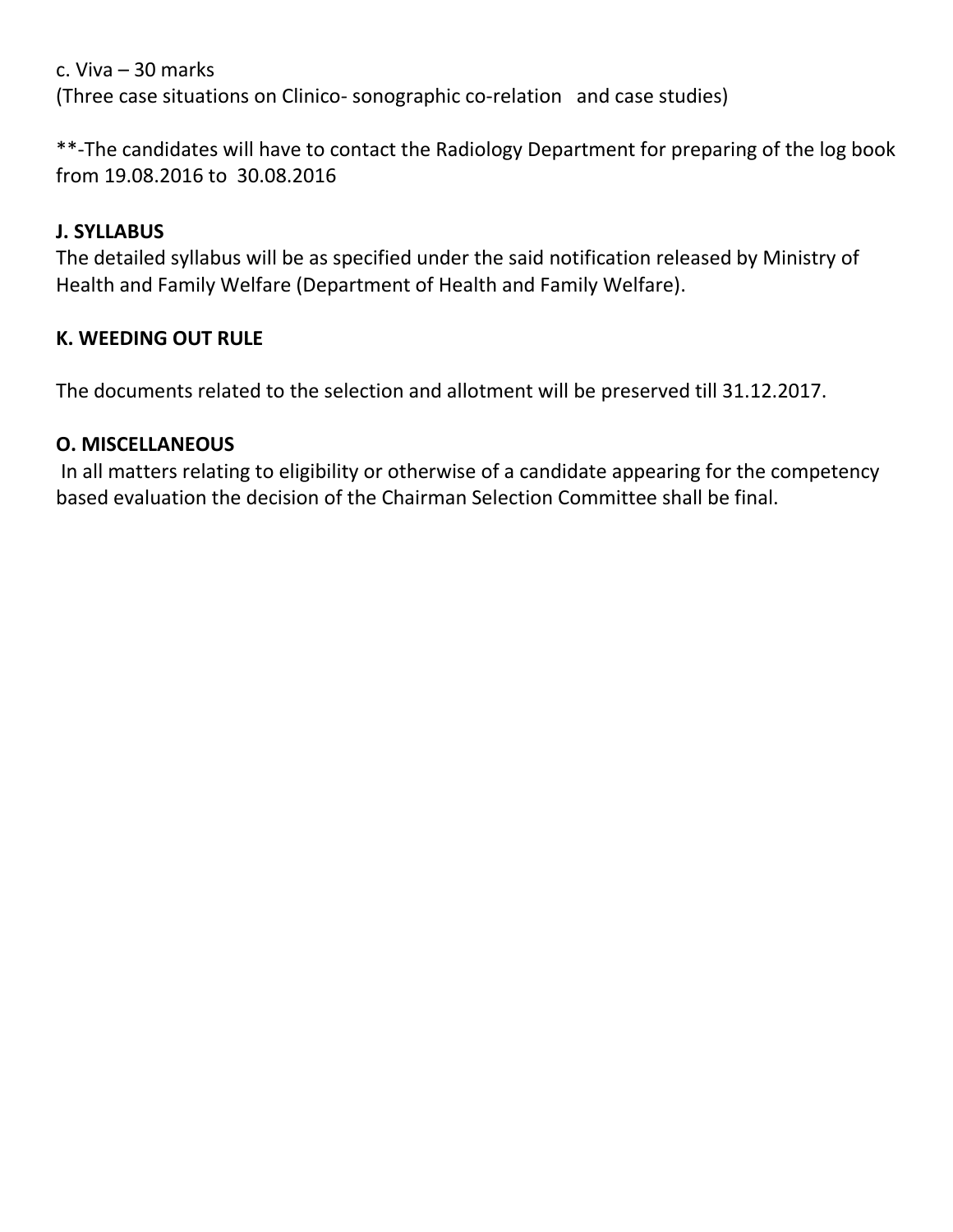c. Viva – 30 marks
(Three case situations on Clinico- sonographic co-relation and case studies)

**-The candidates will have to contact the Radiology Department for preparing of the log book from 19.08.2016 to 30.08.2016

### J. SYLLABUS

The detailed syllabus will be as specified under the said notification released by Ministry of Health and Family Welfare (Department of Health and Family Welfare).

### K. WEEDING OUT RULE

The documents related to the selection and allotment will be preserved till 31.12.2017.

### O. MISCELLANEOUS

In all matters relating to eligibility or otherwise of a candidate appearing for the competency based evaluation the decision of the Chairman Selection Committee shall be final.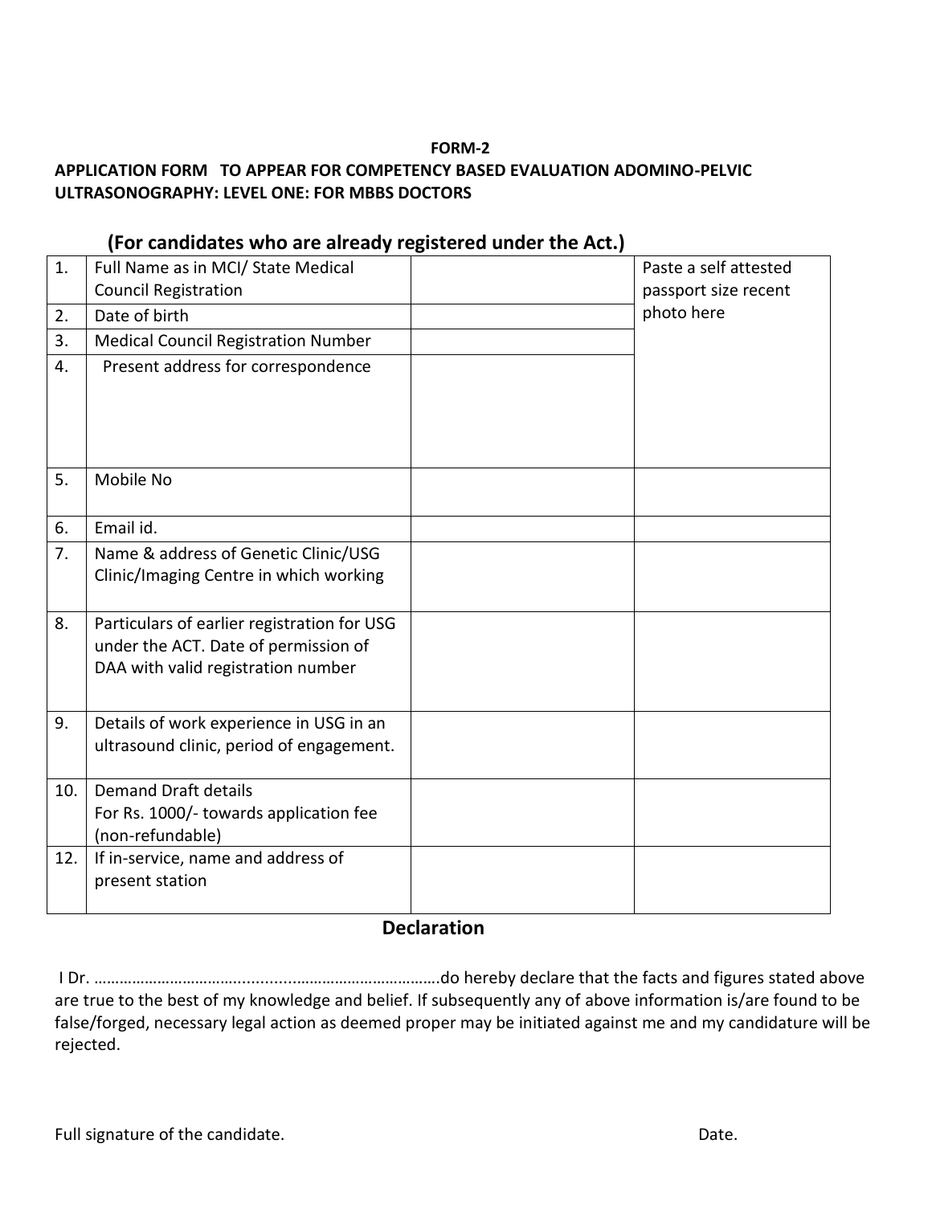**FORM-2**

**APPLICATION FORM TO APPEAR FOR COMPETENCY BASED EVALUATION ADOMINO-PELVIC ULTRASONOGRAPHY: LEVEL ONE: FOR MBBS DOCTORS**

## (For candidates who are already registered under the Act.)

| | | | |
|---|---|---|---|
| 1. | Full Name as in MCI/ State Medical Council Registration | | Paste a self attested passport size recent photo here |
| 2. | Date of birth | | |
| 3. | Medical Council Registration Number | | |
| 4. | Present address for correspondence | | |
| 5. | Mobile No | | |
| 6. | Email id. | | |
| 7. | Name & address of Genetic Clinic/USG Clinic/Imaging Centre in which working | | |
| 8. | Particulars of earlier registration for USG under the ACT. Date of permission of DAA with valid registration number | | |
| 9. | Details of work experience in USG in an ultrasound clinic, period of engagement. | | |
| 10. | Demand Draft details For Rs. 1000/- towards application fee (non-refundable) | | |
| 12. | If in-service, name and address of present station | | |

## Declaration

I Dr. ……………………………..........……………………………….do hereby declare that the facts and figures stated above are true to the best of my knowledge and belief. If subsequently any of above information is/are found to be false/forged, necessary legal action as deemed proper may be initiated against me and my candidature will be rejected.

Full signature of the candidate.                                                                                    Date.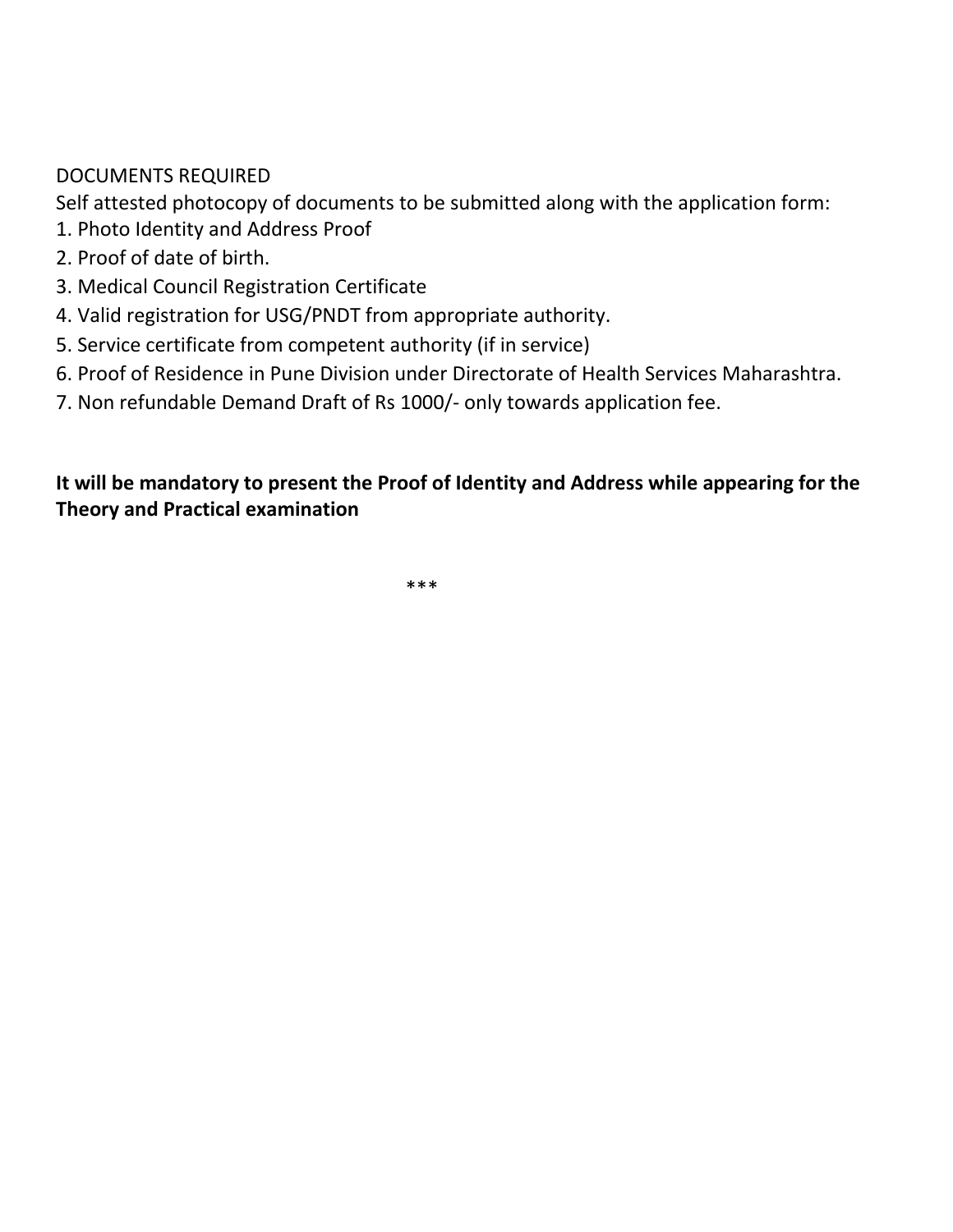DOCUMENTS REQUIRED

Self attested photocopy of documents to be submitted along with the application form:

1. Photo Identity and Address Proof
2. Proof of date of birth.
3. Medical Council Registration Certificate
4. Valid registration for USG/PNDT from appropriate authority.
5. Service certificate from competent authority (if in service)
6. Proof of Residence in Pune Division under Directorate of Health Services Maharashtra.
7. Non refundable Demand Draft of Rs 1000/- only towards application fee.

**It will be mandatory to present the Proof of Identity and Address while appearing for the Theory and Practical examination**

***